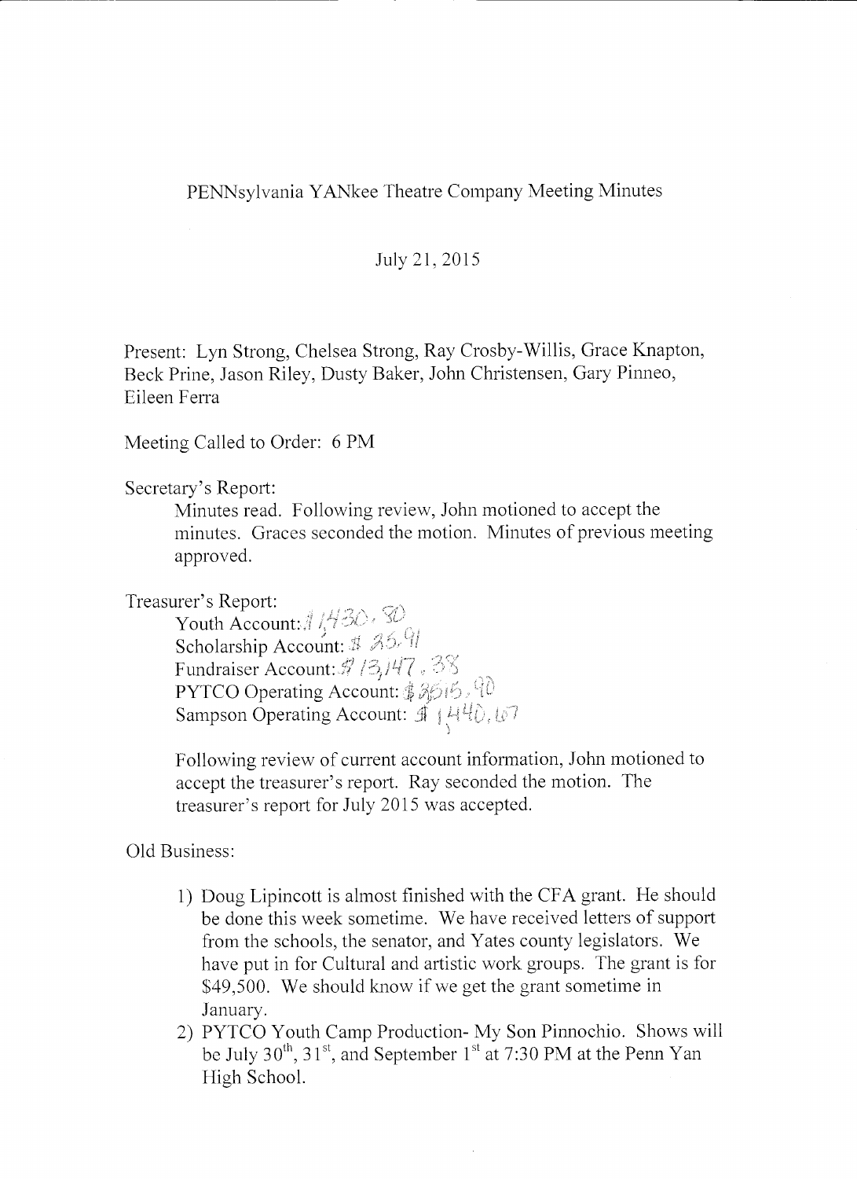PENNsylvania YANkee Theatre Company Meeting Minutes

July 21, 2015

Present: Lyn Strong, Chelsea Strong, Ray Crosby-Willis, Grace Knapton, Beck Prine, Jason Riley, Dusty Baker, John Christensen, Gary Pinneo, Eileen Ferra

Meeting Called to Order: 6 PM

Secretary's Report:

Minutes read. Following review, John motioned to accept the minutes. Graces seconded the motion. Minutes of previous meeting approved.

Treasurer's Report:

Youth Account: $1,430.80
Scholarship Account: $25.91
Fundraiser Account: $13,147.38
PYTCO Operating Account: $3515.90
Sampson Operating Account: $1440.67

Following review of current account information, John motioned to accept the treasurer's report. Ray seconded the motion. The treasurer's report for July 2015 was accepted.

Old Business:

1) Doug Lipincott is almost finished with the CFA grant. He should be done this week sometime. We have received letters of support from the schools, the senator, and Yates county legislators. We have put in for Cultural and artistic work groups. The grant is for $49,500. We should know if we get the grant sometime in January.
2) PYTCO Youth Camp Production- My Son Pinnochio. Shows will be July 30th, 31st, and September 1st at 7:30 PM at the Penn Yan High School.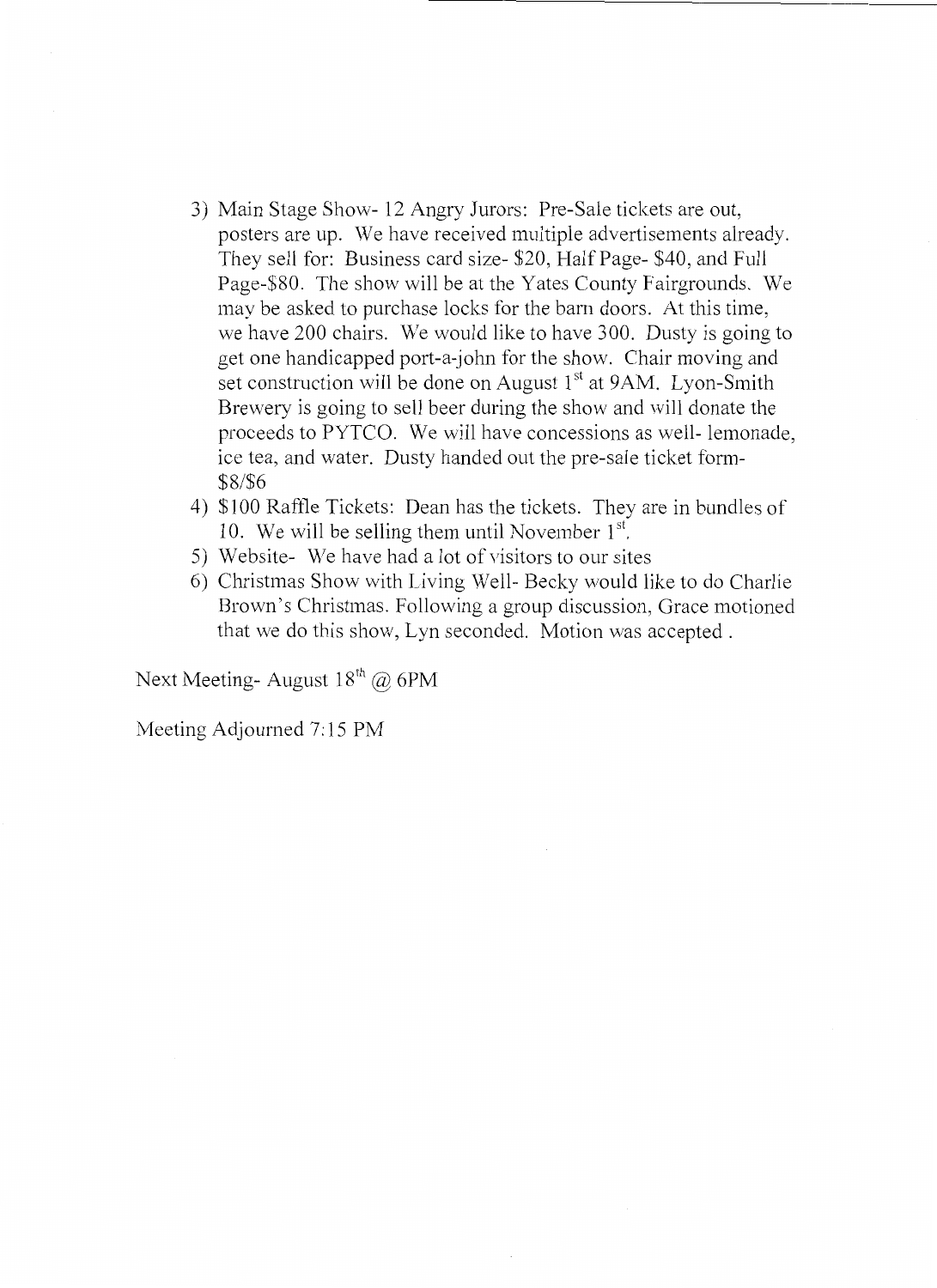3) Main Stage Show- 12 Angry Jurors: Pre-Sale tickets are out, posters are up. We have received multiple advertisements already. They sell for: Business card size- $20, Half Page- $40, and Full Page-$80. The show will be at the Yates County Fairgrounds. We may be asked to purchase locks for the barn doors. At this time, we have 200 chairs. We would like to have 300. Dusty is going to get one handicapped port-a-john for the show. Chair moving and set construction will be done on August 1st at 9AM. Lyon-Smith Brewery is going to sell beer during the show and will donate the proceeds to PYTCO. We will have concessions as well- lemonade, ice tea, and water. Dusty handed out the pre-sale ticket form- $8/$6
4) $100 Raffle Tickets: Dean has the tickets. They are in bundles of 10. We will be selling them until November 1st.
5) Website- We have had a lot of visitors to our sites
6) Christmas Show with Living Well- Becky would like to do Charlie Brown's Christmas. Following a group discussion, Grace motioned that we do this show, Lyn seconded. Motion was accepted .

Next Meeting- August 18th @ 6PM

Meeting Adjourned 7:15 PM